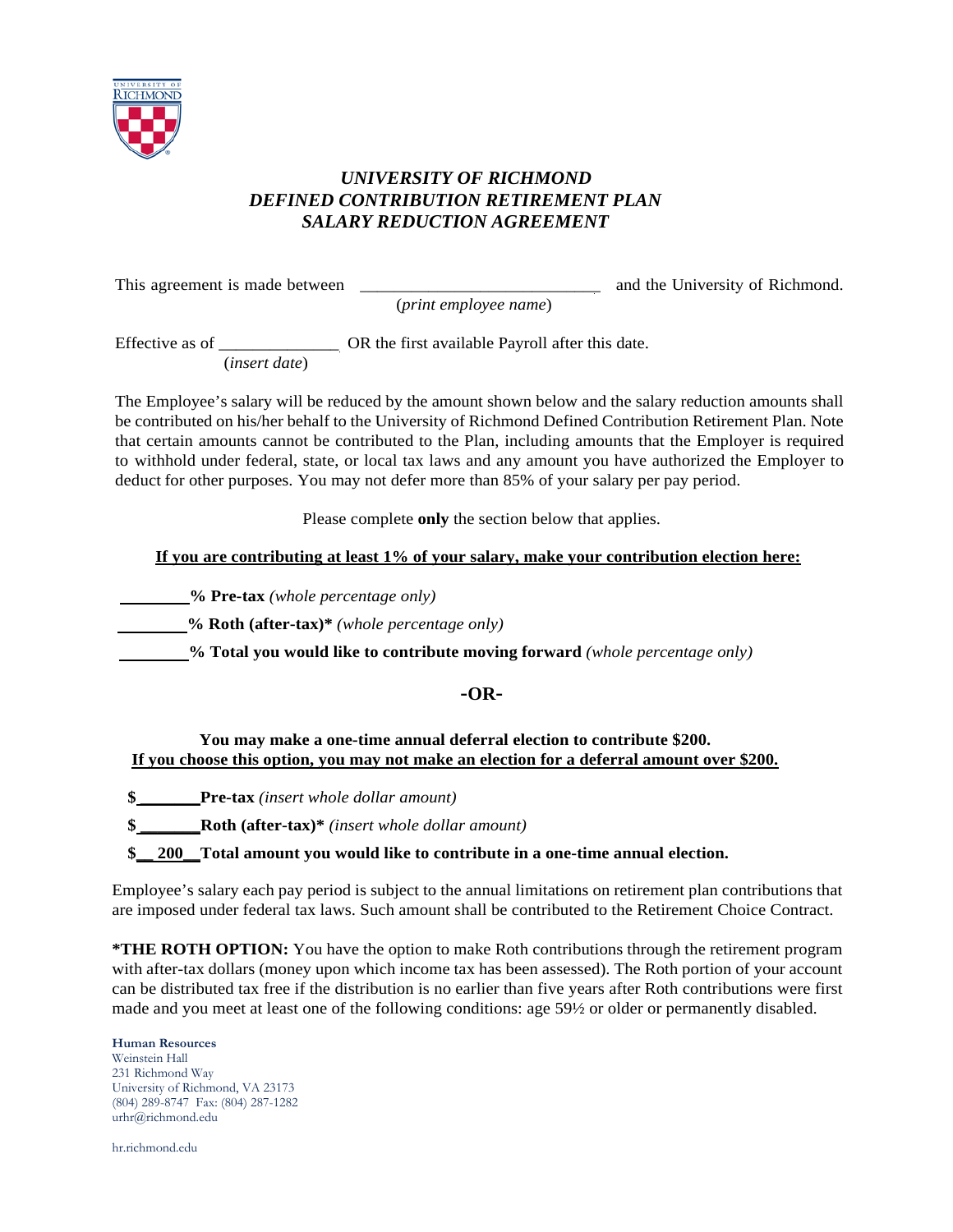# *UNIVERSITY OF RICHMOND*
## *DEFINED CONTRIBUTION RETIREMENT PLAN*
## *SALARY REDUCTION AGREEMENT*

This agreement is made between ____________________________ and the University of Richmond.
(*print employee name*)

Effective as of ______________ OR the first available Payroll after this date.
(*insert date*)

The Employee's salary will be reduced by the amount shown below and the salary reduction amounts shall be contributed on his/her behalf to the University of Richmond Defined Contribution Retirement Plan. Note that certain amounts cannot be contributed to the Plan, including amounts that the Employer is required to withhold under federal, state, or local tax laws and any amount you have authorized the Employer to deduct for other purposes. You may not defer more than 85% of your salary per pay period.

Please complete **only** the section below that applies.

**<u>If you are contributing at least 1% of your salary, make your contribution election here:</u>**

________**% Pre-tax** *(whole percentage only)*

________**% Roth (after-tax)\*** *(whole percentage only)*

________**% Total you would like to contribute moving forward** *(whole percentage only)*

**-OR-**

**You may make a one-time annual deferral election to contribute $200.**
**<u>If you choose this option, you may not make an election for a deferral amount over $200.</u>**

**$**_______**Pre-tax** *(insert whole dollar amount)*

**$**_______**Roth (after-tax)\*** *(insert whole dollar amount)*

**$__200__Total amount you would like to contribute in a one-time annual election.**

Employee's salary each pay period is subject to the annual limitations on retirement plan contributions that are imposed under federal tax laws. Such amount shall be contributed to the Retirement Choice Contract.

**\*THE ROTH OPTION:** You have the option to make Roth contributions through the retirement program with after-tax dollars (money upon which income tax has been assessed). The Roth portion of your account can be distributed tax free if the distribution is no earlier than five years after Roth contributions were first made and you meet at least one of the following conditions: age 59½ or older or permanently disabled.

**Human Resources**
Weinstein Hall
231 Richmond Way
University of Richmond, VA 23173
(804) 289-8747 Fax: (804) 287-1282
urhr@richmond.edu

hr.richmond.edu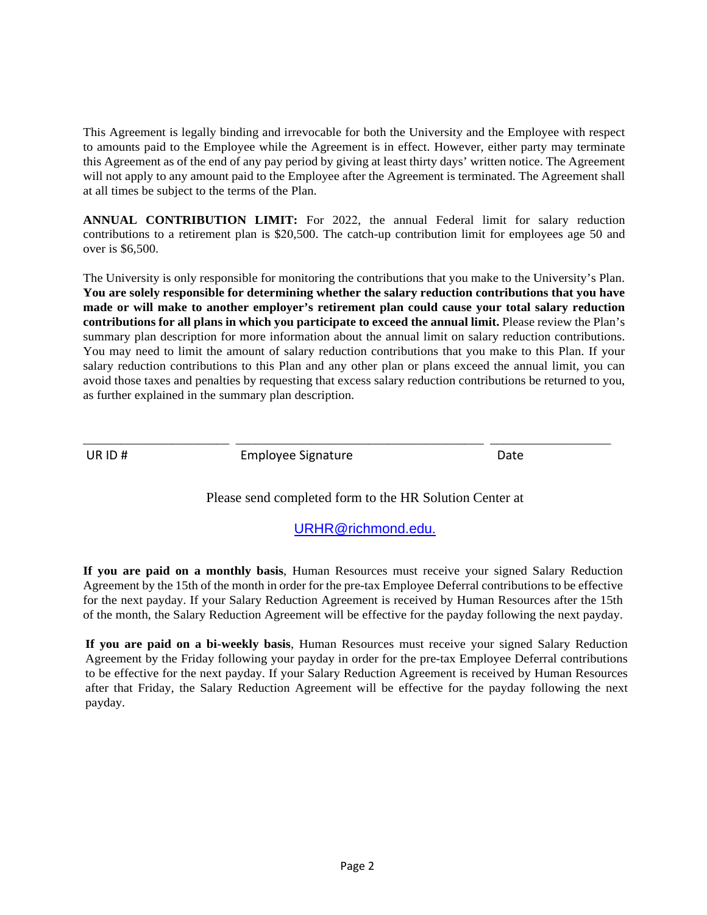This Agreement is legally binding and irrevocable for both the University and the Employee with respect to amounts paid to the Employee while the Agreement is in effect. However, either party may terminate this Agreement as of the end of any pay period by giving at least thirty days' written notice. The Agreement will not apply to any amount paid to the Employee after the Agreement is terminated. The Agreement shall at all times be subject to the terms of the Plan.

**ANNUAL CONTRIBUTION LIMIT:** For 2022, the annual Federal limit for salary reduction contributions to a retirement plan is $20,500. The catch-up contribution limit for employees age 50 and over is $6,500.

The University is only responsible for monitoring the contributions that you make to the University's Plan. **You are solely responsible for determining whether the salary reduction contributions that you have made or will make to another employer's retirement plan could cause your total salary reduction contributions for all plans in which you participate to exceed the annual limit.** Please review the Plan's summary plan description for more information about the annual limit on salary reduction contributions. You may need to limit the amount of salary reduction contributions that you make to this Plan. If your salary reduction contributions to this Plan and any other plan or plans exceed the annual limit, you can avoid those taxes and penalties by requesting that excess salary reduction contributions be returned to you, as further explained in the summary plan description.

______________________ ____________________________________ __________________

UR ID # Employee Signature Date

Please send completed form to the HR Solution Center at

URHR@richmond.edu.

**If you are paid on a monthly basis**, Human Resources must receive your signed Salary Reduction Agreement by the 15th of the month in order for the pre-tax Employee Deferral contributions to be effective for the next payday. If your Salary Reduction Agreement is received by Human Resources after the 15th of the month, the Salary Reduction Agreement will be effective for the payday following the next payday.

**If you are paid on a bi-weekly basis**, Human Resources must receive your signed Salary Reduction Agreement by the Friday following your payday in order for the pre-tax Employee Deferral contributions to be effective for the next payday. If your Salary Reduction Agreement is received by Human Resources after that Friday, the Salary Reduction Agreement will be effective for the payday following the next payday.